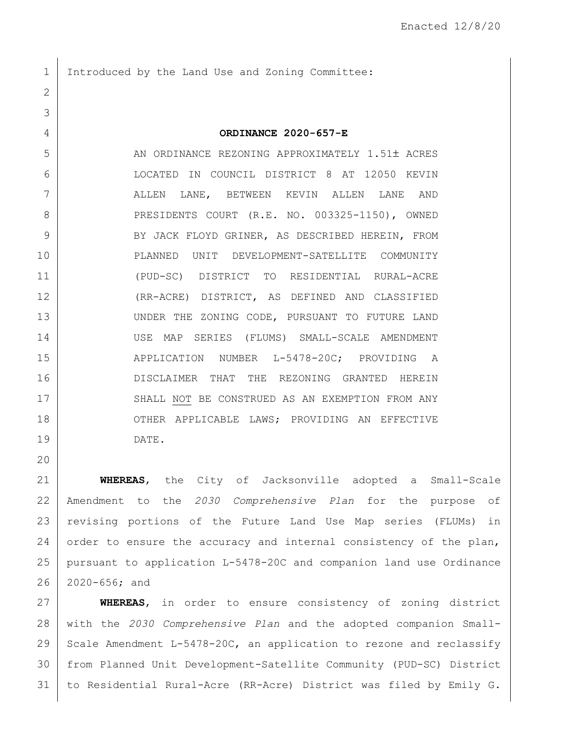Enacted 12/8/20

Introduced by the Land Use and Zoning Committee:

**ORDINANCE 2020-657-E**

AN ORDINANCE REZONING APPROXIMATELY 1.51± ACRES LOCATED IN COUNCIL DISTRICT 8 AT 12050 KEVIN ALLEN LANE, BETWEEN KEVIN ALLEN LANE AND PRESIDENTS COURT (R.E. NO. 003325-1150), OWNED BY JACK FLOYD GRINER, AS DESCRIBED HEREIN, FROM PLANNED UNIT DEVELOPMENT-SATELLITE COMMUNITY (PUD-SC) DISTRICT TO RESIDENTIAL RURAL-ACRE (RR-ACRE) DISTRICT, AS DEFINED AND CLASSIFIED UNDER THE ZONING CODE, PURSUANT TO FUTURE LAND USE MAP SERIES (FLUMS) SMALL-SCALE AMENDMENT APPLICATION NUMBER L-5478-20C; PROVIDING A DISCLAIMER THAT THE REZONING GRANTED HEREIN SHALL NOT BE CONSTRUED AS AN EXEMPTION FROM ANY OTHER APPLICABLE LAWS; PROVIDING AN EFFECTIVE DATE.

**WHEREAS**, the City of Jacksonville adopted a Small-Scale Amendment to the *2030 Comprehensive Plan* for the purpose of revising portions of the Future Land Use Map series (FLUMs) in order to ensure the accuracy and internal consistency of the plan, pursuant to application L-5478-20C and companion land use Ordinance 2020-656; and

**WHEREAS**, in order to ensure consistency of zoning district with the *2030 Comprehensive Plan* and the adopted companion Small-Scale Amendment L-5478-20C, an application to rezone and reclassify from Planned Unit Development-Satellite Community (PUD-SC) District to Residential Rural-Acre (RR-Acre) District was filed by Emily G.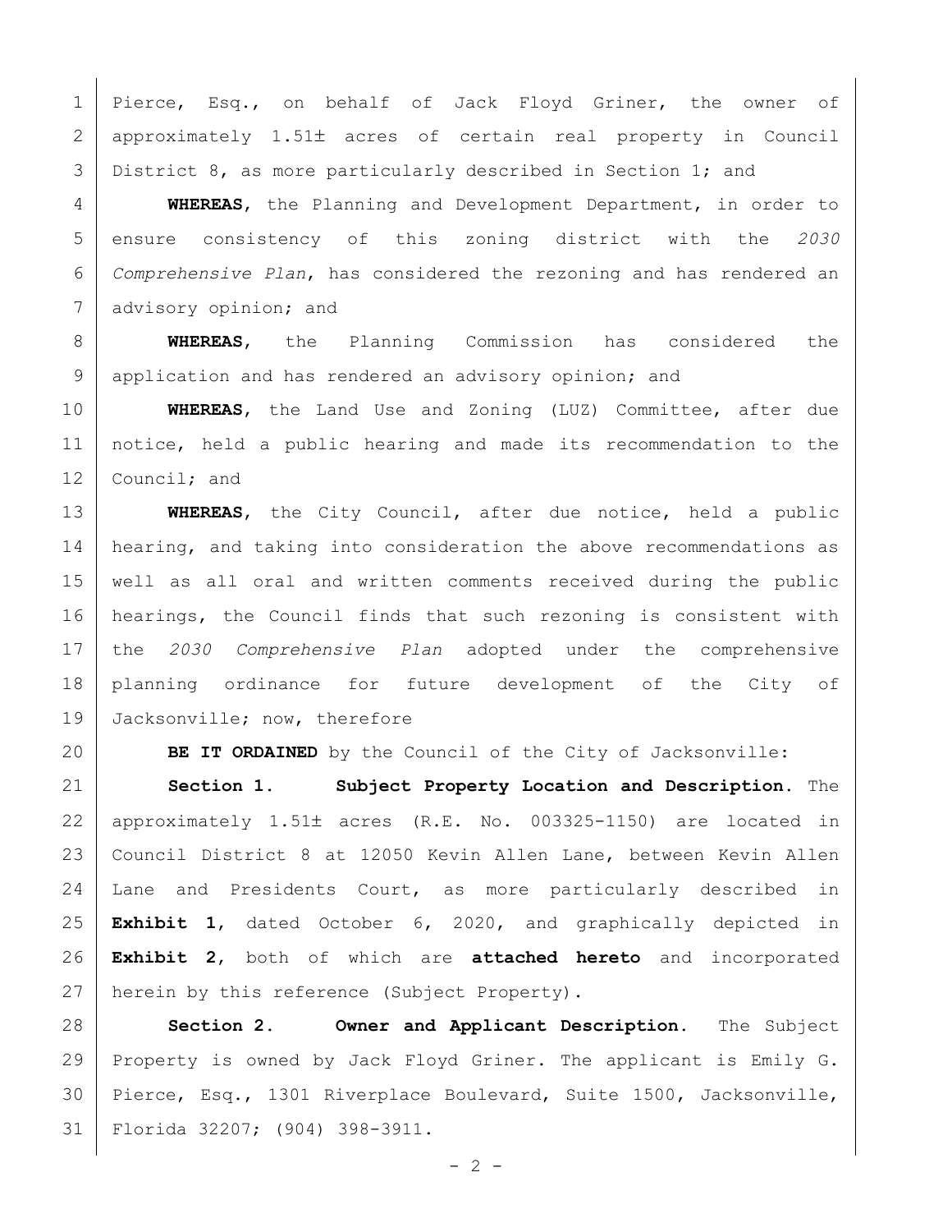Pierce, Esq., on behalf of Jack Floyd Griner, the owner of approximately 1.51± acres of certain real property in Council District 8, as more particularly described in Section 1; and

**WHEREAS**, the Planning and Development Department, in order to ensure consistency of this zoning district with the *2030 Comprehensive Plan*, has considered the rezoning and has rendered an advisory opinion; and

**WHEREAS**, the Planning Commission has considered the application and has rendered an advisory opinion; and

**WHEREAS**, the Land Use and Zoning (LUZ) Committee, after due notice, held a public hearing and made its recommendation to the Council; and

**WHEREAS**, the City Council, after due notice, held a public hearing, and taking into consideration the above recommendations as well as all oral and written comments received during the public hearings, the Council finds that such rezoning is consistent with the *2030 Comprehensive Plan* adopted under the comprehensive planning ordinance for future development of the City of Jacksonville; now, therefore

**BE IT ORDAINED** by the Council of the City of Jacksonville:

**Section 1. Subject Property Location and Description.** The approximately 1.51± acres (R.E. No. 003325-1150) are located in Council District 8 at 12050 Kevin Allen Lane, between Kevin Allen Lane and Presidents Court, as more particularly described in **Exhibit 1**, dated October 6, 2020, and graphically depicted in **Exhibit 2**, both of which are **attached hereto** and incorporated herein by this reference (Subject Property).

**Section 2. Owner and Applicant Description.** The Subject Property is owned by Jack Floyd Griner. The applicant is Emily G. Pierce, Esq., 1301 Riverplace Boulevard, Suite 1500, Jacksonville, Florida 32207; (904) 398-3911.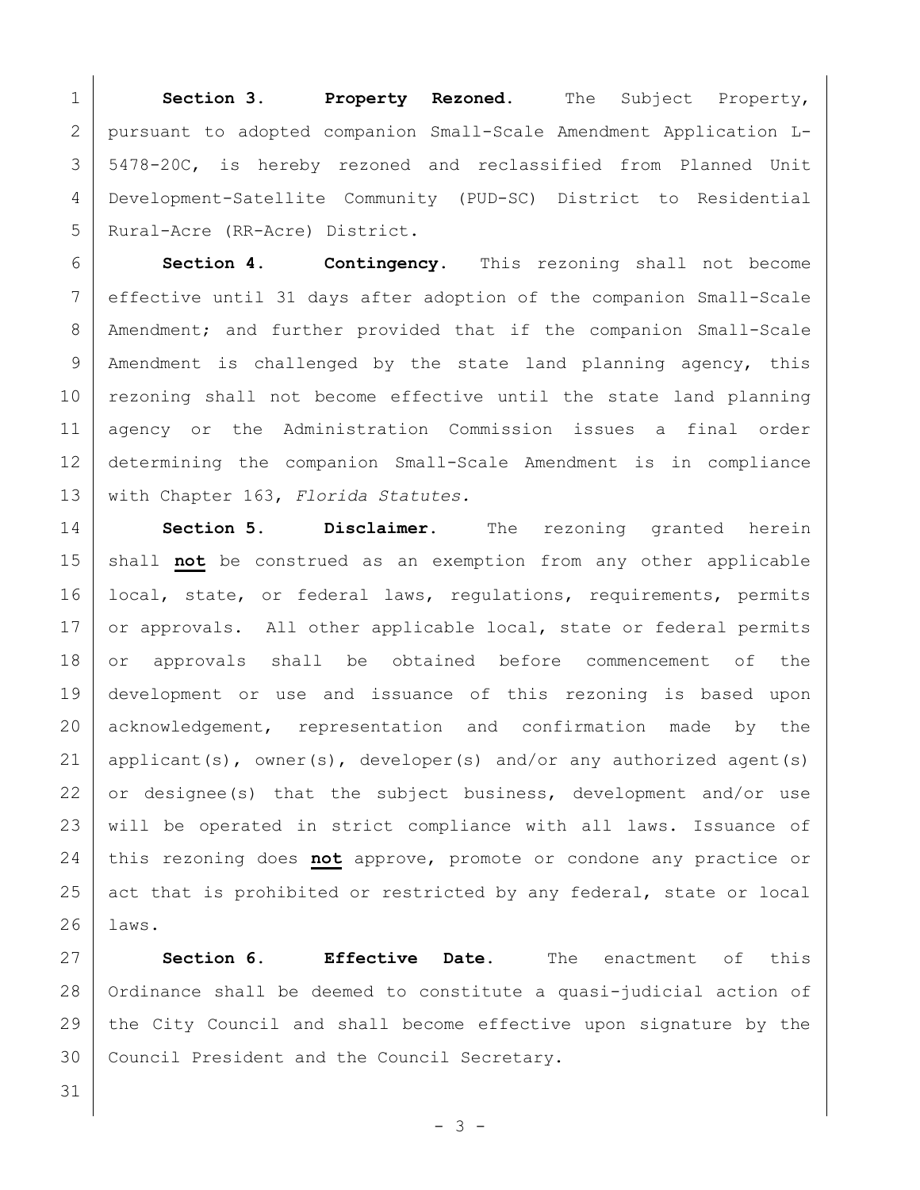**Section 3. Property Rezoned.** The Subject Property, pursuant to adopted companion Small-Scale Amendment Application L-5478-20C, is hereby rezoned and reclassified from Planned Unit Development-Satellite Community (PUD-SC) District to Residential Rural-Acre (RR-Acre) District.

**Section 4. Contingency.** This rezoning shall not become effective until 31 days after adoption of the companion Small-Scale Amendment; and further provided that if the companion Small-Scale Amendment is challenged by the state land planning agency, this rezoning shall not become effective until the state land planning agency or the Administration Commission issues a final order determining the companion Small-Scale Amendment is in compliance with Chapter 163, *Florida Statutes.*

**Section 5. Disclaimer.** The rezoning granted herein shall **not** be construed as an exemption from any other applicable local, state, or federal laws, regulations, requirements, permits or approvals. All other applicable local, state or federal permits or approvals shall be obtained before commencement of the development or use and issuance of this rezoning is based upon acknowledgement, representation and confirmation made by the applicant(s), owner(s), developer(s) and/or any authorized agent(s) or designee(s) that the subject business, development and/or use will be operated in strict compliance with all laws. Issuance of this rezoning does **not** approve, promote or condone any practice or act that is prohibited or restricted by any federal, state or local laws.

**Section 6. Effective Date.** The enactment of this Ordinance shall be deemed to constitute a quasi-judicial action of the City Council and shall become effective upon signature by the Council President and the Council Secretary.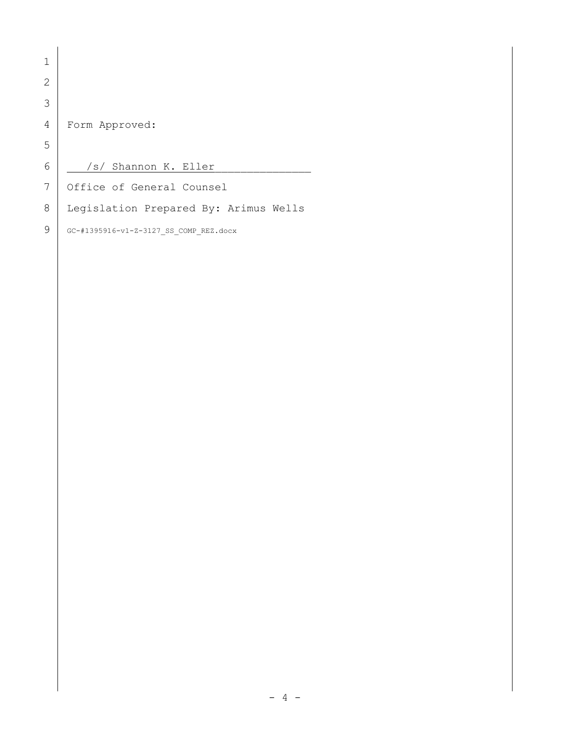Form Approved:

/s/ Shannon K. Eller

Office of General Counsel

Legislation Prepared By: Arimus Wells

GC-#1395916-v1-Z-3127_SS_COMP_REZ.docx